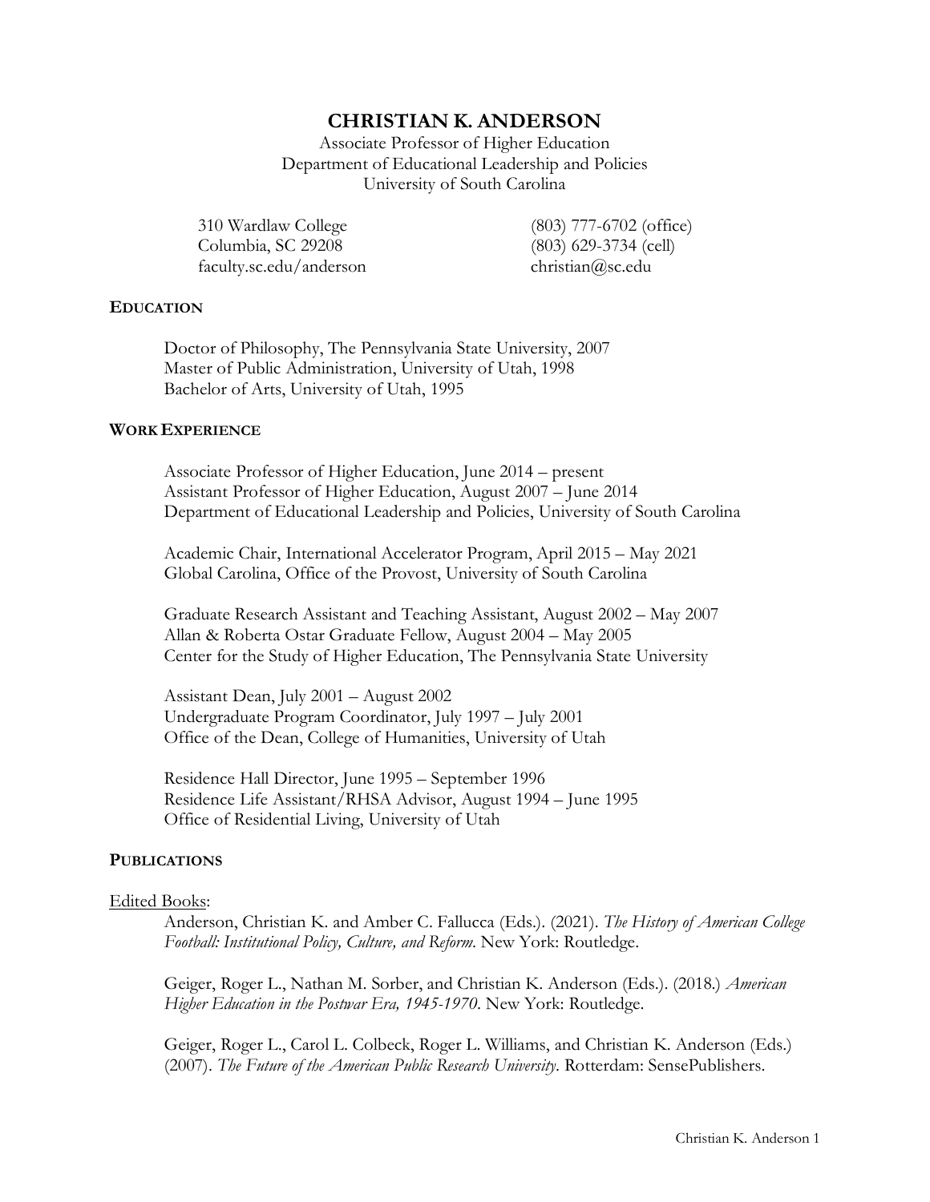# CHRISTIAN K. ANDERSON

Associate Professor of Higher Education
Department of Educational Leadership and Policies
University of South Carolina

310 Wardlaw College
Columbia, SC 29208
faculty.sc.edu/anderson

(803) 777-6702 (office)
(803) 629-3734 (cell)
christian@sc.edu

## EDUCATION

Doctor of Philosophy, The Pennsylvania State University, 2007
Master of Public Administration, University of Utah, 1998
Bachelor of Arts, University of Utah, 1995

## WORK EXPERIENCE

Associate Professor of Higher Education, June 2014 – present
Assistant Professor of Higher Education, August 2007 – June 2014
Department of Educational Leadership and Policies, University of South Carolina

Academic Chair, International Accelerator Program, April 2015 – May 2021
Global Carolina, Office of the Provost, University of South Carolina

Graduate Research Assistant and Teaching Assistant, August 2002 – May 2007
Allan & Roberta Ostar Graduate Fellow, August 2004 – May 2005
Center for the Study of Higher Education, The Pennsylvania State University

Assistant Dean, July 2001 – August 2002
Undergraduate Program Coordinator, July 1997 – July 2001
Office of the Dean, College of Humanities, University of Utah

Residence Hall Director, June 1995 – September 1996
Residence Life Assistant/RHSA Advisor, August 1994 – June 1995
Office of Residential Living, University of Utah

## PUBLICATIONS

Edited Books:

Anderson, Christian K. and Amber C. Fallucca (Eds.). (2021). *The History of American College Football: Institutional Policy, Culture, and Reform*. New York: Routledge.

Geiger, Roger L., Nathan M. Sorber, and Christian K. Anderson (Eds.). (2018.) *American Higher Education in the Postwar Era, 1945-1970*. New York: Routledge.

Geiger, Roger L., Carol L. Colbeck, Roger L. Williams, and Christian K. Anderson (Eds.) (2007). *The Future of the American Public Research University*. Rotterdam: SensePublishers.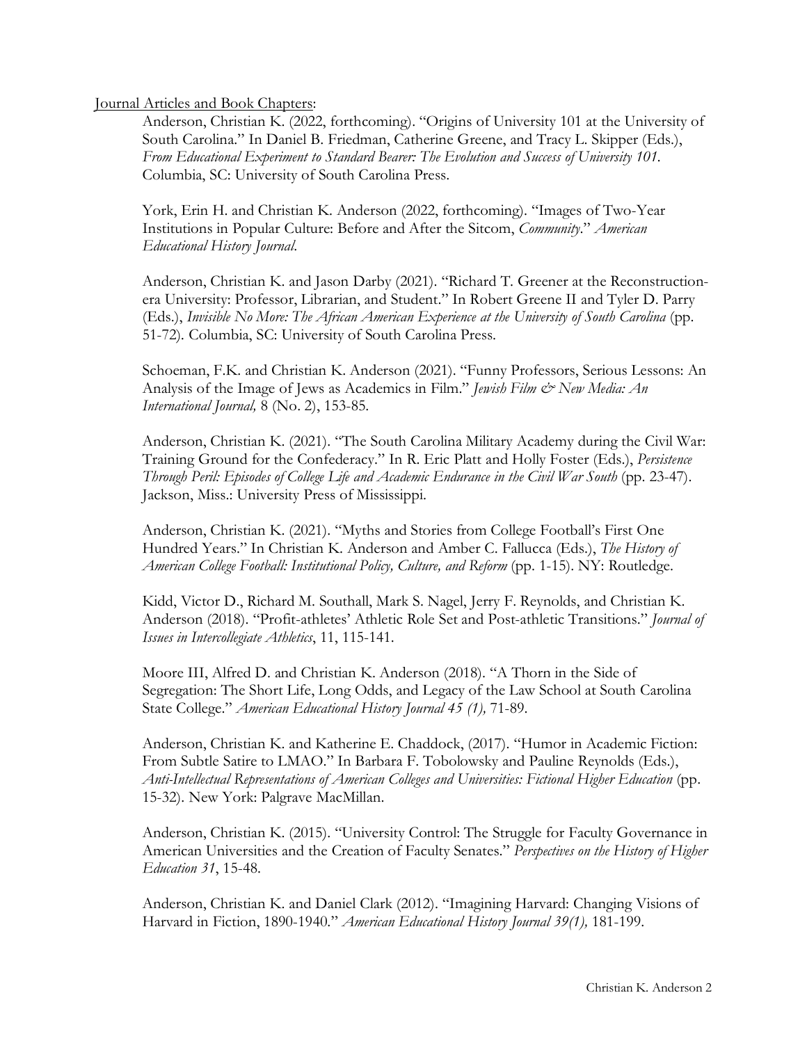Journal Articles and Book Chapters:

Anderson, Christian K. (2022, forthcoming). "Origins of University 101 at the University of South Carolina." In Daniel B. Friedman, Catherine Greene, and Tracy L. Skipper (Eds.), *From Educational Experiment to Standard Bearer: The Evolution and Success of University 101*. Columbia, SC: University of South Carolina Press.

York, Erin H. and Christian K. Anderson (2022, forthcoming). "Images of Two-Year Institutions in Popular Culture: Before and After the Sitcom, *Community*." *American Educational History Journal*.

Anderson, Christian K. and Jason Darby (2021). "Richard T. Greener at the Reconstruction-era University: Professor, Librarian, and Student." In Robert Greene II and Tyler D. Parry (Eds.), *Invisible No More: The African American Experience at the University of South Carolina* (pp. 51-72). Columbia, SC: University of South Carolina Press.

Schoeman, F.K. and Christian K. Anderson (2021). "Funny Professors, Serious Lessons: An Analysis of the Image of Jews as Academics in Film." *Jewish Film & New Media: An International Journal,* 8 (No. 2), 153-85.

Anderson, Christian K. (2021). "The South Carolina Military Academy during the Civil War: Training Ground for the Confederacy." In R. Eric Platt and Holly Foster (Eds.), *Persistence Through Peril: Episodes of College Life and Academic Endurance in the Civil War South* (pp. 23-47). Jackson, Miss.: University Press of Mississippi.

Anderson, Christian K. (2021). "Myths and Stories from College Football's First One Hundred Years." In Christian K. Anderson and Amber C. Fallucca (Eds.), *The History of American College Football: Institutional Policy, Culture, and Reform* (pp. 1-15). NY: Routledge.

Kidd, Victor D., Richard M. Southall, Mark S. Nagel, Jerry F. Reynolds, and Christian K. Anderson (2018). "Profit-athletes' Athletic Role Set and Post-athletic Transitions." *Journal of Issues in Intercollegiate Athletics*, 11, 115-141.

Moore III, Alfred D. and Christian K. Anderson (2018). "A Thorn in the Side of Segregation: The Short Life, Long Odds, and Legacy of the Law School at South Carolina State College." *American Educational History Journal 45 (1),* 71-89.

Anderson, Christian K. and Katherine E. Chaddock, (2017). "Humor in Academic Fiction: From Subtle Satire to LMAO." In Barbara F. Tobolowsky and Pauline Reynolds (Eds.), *Anti-Intellectual Representations of American Colleges and Universities: Fictional Higher Education* (pp. 15-32). New York: Palgrave MacMillan.

Anderson, Christian K. (2015). "University Control: The Struggle for Faculty Governance in American Universities and the Creation of Faculty Senates." *Perspectives on the History of Higher Education 31*, 15-48.

Anderson, Christian K. and Daniel Clark (2012). "Imagining Harvard: Changing Visions of Harvard in Fiction, 1890-1940." *American Educational History Journal 39(1),* 181-199.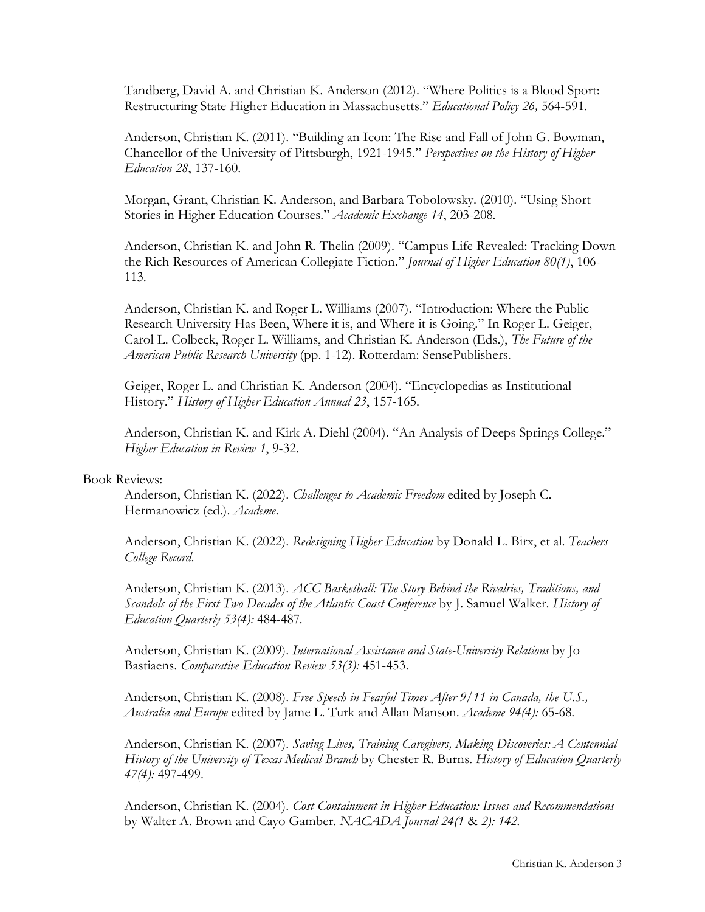Tandberg, David A. and Christian K. Anderson (2012). "Where Politics is a Blood Sport: Restructuring State Higher Education in Massachusetts." *Educational Policy 26,* 564-591.

Anderson, Christian K. (2011). "Building an Icon: The Rise and Fall of John G. Bowman, Chancellor of the University of Pittsburgh, 1921-1945." *Perspectives on the History of Higher Education 28*, 137-160.

Morgan, Grant, Christian K. Anderson, and Barbara Tobolowsky. (2010). "Using Short Stories in Higher Education Courses." *Academic Exchange 14*, 203-208.

Anderson, Christian K. and John R. Thelin (2009). "Campus Life Revealed: Tracking Down the Rich Resources of American Collegiate Fiction." *Journal of Higher Education 80(1)*, 106-113.

Anderson, Christian K. and Roger L. Williams (2007). "Introduction: Where the Public Research University Has Been, Where it is, and Where it is Going." In Roger L. Geiger, Carol L. Colbeck, Roger L. Williams, and Christian K. Anderson (Eds.), *The Future of the American Public Research University* (pp. 1-12). Rotterdam: SensePublishers.

Geiger, Roger L. and Christian K. Anderson (2004). "Encyclopedias as Institutional History." *History of Higher Education Annual 23*, 157-165.

Anderson, Christian K. and Kirk A. Diehl (2004). "An Analysis of Deeps Springs College." *Higher Education in Review 1*, 9-32.

Book Reviews:

Anderson, Christian K. (2022). *Challenges to Academic Freedom* edited by Joseph C. Hermanowicz (ed.). *Academe*.

Anderson, Christian K. (2022). *Redesigning Higher Education* by Donald L. Birx, et al. *Teachers College Record*.

Anderson, Christian K. (2013). *ACC Basketball: The Story Behind the Rivalries, Traditions, and Scandals of the First Two Decades of the Atlantic Coast Conference* by J. Samuel Walker. *History of Education Quarterly 53(4):* 484-487.

Anderson, Christian K. (2009). *International Assistance and State-University Relations* by Jo Bastiaens. *Comparative Education Review 53(3):* 451-453.

Anderson, Christian K. (2008). *Free Speech in Fearful Times After 9/11 in Canada, the U.S., Australia and Europe* edited by Jame L. Turk and Allan Manson. *Academe 94(4):* 65-68.

Anderson, Christian K. (2007). *Saving Lives, Training Caregivers, Making Discoveries: A Centennial History of the University of Texas Medical Branch* by Chester R. Burns. *History of Education Quarterly 47(4):* 497-499.

Anderson, Christian K. (2004). *Cost Containment in Higher Education: Issues and Recommendations* by Walter A. Brown and Cayo Gamber. *NACADA Journal 24(1* & *2): 142.*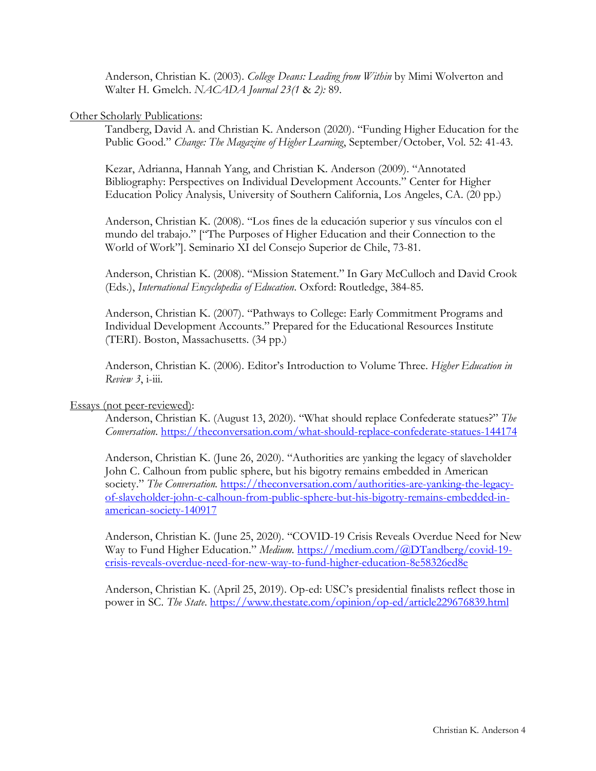Anderson, Christian K. (2003). *College Deans: Leading from Within* by Mimi Wolverton and Walter H. Gmelch. *NACADA Journal 23(1* & *2):* 89.

<u>Other Scholarly Publications</u>:

Tandberg, David A. and Christian K. Anderson (2020). "Funding Higher Education for the Public Good." *Change: The Magazine of Higher Learning*, September/October, Vol. 52: 41-43.

Kezar, Adrianna, Hannah Yang, and Christian K. Anderson (2009). "Annotated Bibliography: Perspectives on Individual Development Accounts." Center for Higher Education Policy Analysis, University of Southern California, Los Angeles, CA. (20 pp.)

Anderson, Christian K. (2008). "Los fines de la educación superior y sus vínculos con el mundo del trabajo." ["The Purposes of Higher Education and their Connection to the World of Work"]. Seminario XI del Consejo Superior de Chile, 73-81.

Anderson, Christian K. (2008). "Mission Statement." In Gary McCulloch and David Crook (Eds.), *International Encyclopedia of Education*. Oxford: Routledge, 384-85.

Anderson, Christian K. (2007). "Pathways to College: Early Commitment Programs and Individual Development Accounts." Prepared for the Educational Resources Institute (TERI). Boston, Massachusetts. (34 pp.)

Anderson, Christian K. (2006). Editor's Introduction to Volume Three. *Higher Education in Review 3*, i-iii.

<u>Essays (not peer-reviewed)</u>:

Anderson, Christian K. (August 13, 2020). "What should replace Confederate statues?" *The Conversation*. https://theconversation.com/what-should-replace-confederate-statues-144174

Anderson, Christian K. (June 26, 2020). "Authorities are yanking the legacy of slaveholder John C. Calhoun from public sphere, but his bigotry remains embedded in American society." *The Conversation.* https://theconversation.com/authorities-are-yanking-the-legacy-of-slaveholder-john-c-calhoun-from-public-sphere-but-his-bigotry-remains-embedded-in-american-society-140917

Anderson, Christian K. (June 25, 2020). "COVID-19 Crisis Reveals Overdue Need for New Way to Fund Higher Education." *Medium*. https://medium.com/@DTandberg/covid-19-crisis-reveals-overdue-need-for-new-way-to-fund-higher-education-8e58326ed8e

Anderson, Christian K. (April 25, 2019). Op-ed: USC's presidential finalists reflect those in power in SC. *The State*. https://www.thestate.com/opinion/op-ed/article229676839.html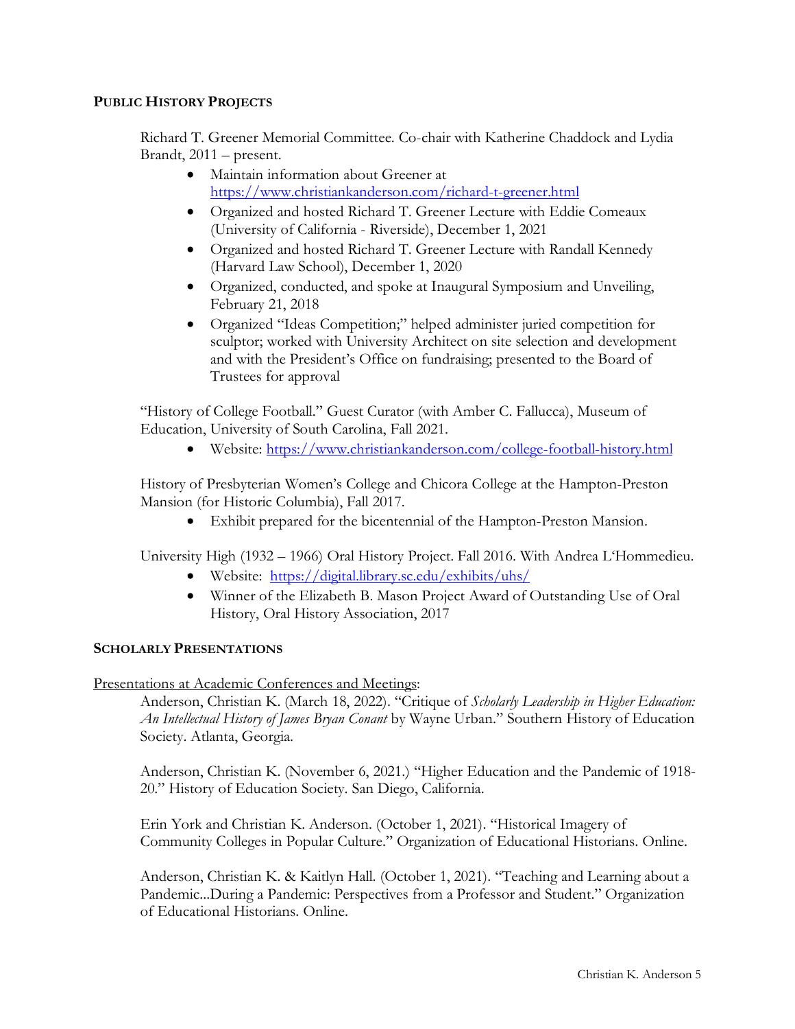## **PUBLIC HISTORY PROJECTS**

Richard T. Greener Memorial Committee. Co-chair with Katherine Chaddock and Lydia Brandt, 2011 – present.

- Maintain information about Greener at https://www.christiankanderson.com/richard-t-greener.html
- Organized and hosted Richard T. Greener Lecture with Eddie Comeaux (University of California - Riverside), December 1, 2021
- Organized and hosted Richard T. Greener Lecture with Randall Kennedy (Harvard Law School), December 1, 2020
- Organized, conducted, and spoke at Inaugural Symposium and Unveiling, February 21, 2018
- Organized "Ideas Competition;" helped administer juried competition for sculptor; worked with University Architect on site selection and development and with the President's Office on fundraising; presented to the Board of Trustees for approval

"History of College Football." Guest Curator (with Amber C. Fallucca), Museum of Education, University of South Carolina, Fall 2021.

- Website: https://www.christiankanderson.com/college-football-history.html

History of Presbyterian Women's College and Chicora College at the Hampton-Preston Mansion (for Historic Columbia), Fall 2017.

- Exhibit prepared for the bicentennial of the Hampton-Preston Mansion.

University High (1932 – 1966) Oral History Project. Fall 2016. With Andrea L'Hommedieu.

- Website: https://digital.library.sc.edu/exhibits/uhs/
- Winner of the Elizabeth B. Mason Project Award of Outstanding Use of Oral History, Oral History Association, 2017

## **SCHOLARLY PRESENTATIONS**

Presentations at Academic Conferences and Meetings:

Anderson, Christian K. (March 18, 2022). "Critique of *Scholarly Leadership in Higher Education: An Intellectual History of James Bryan Conant* by Wayne Urban." Southern History of Education Society. Atlanta, Georgia.

Anderson, Christian K. (November 6, 2021.) "Higher Education and the Pandemic of 1918-20." History of Education Society. San Diego, California.

Erin York and Christian K. Anderson. (October 1, 2021). "Historical Imagery of Community Colleges in Popular Culture." Organization of Educational Historians. Online.

Anderson, Christian K. & Kaitlyn Hall. (October 1, 2021). "Teaching and Learning about a Pandemic...During a Pandemic: Perspectives from a Professor and Student." Organization of Educational Historians. Online.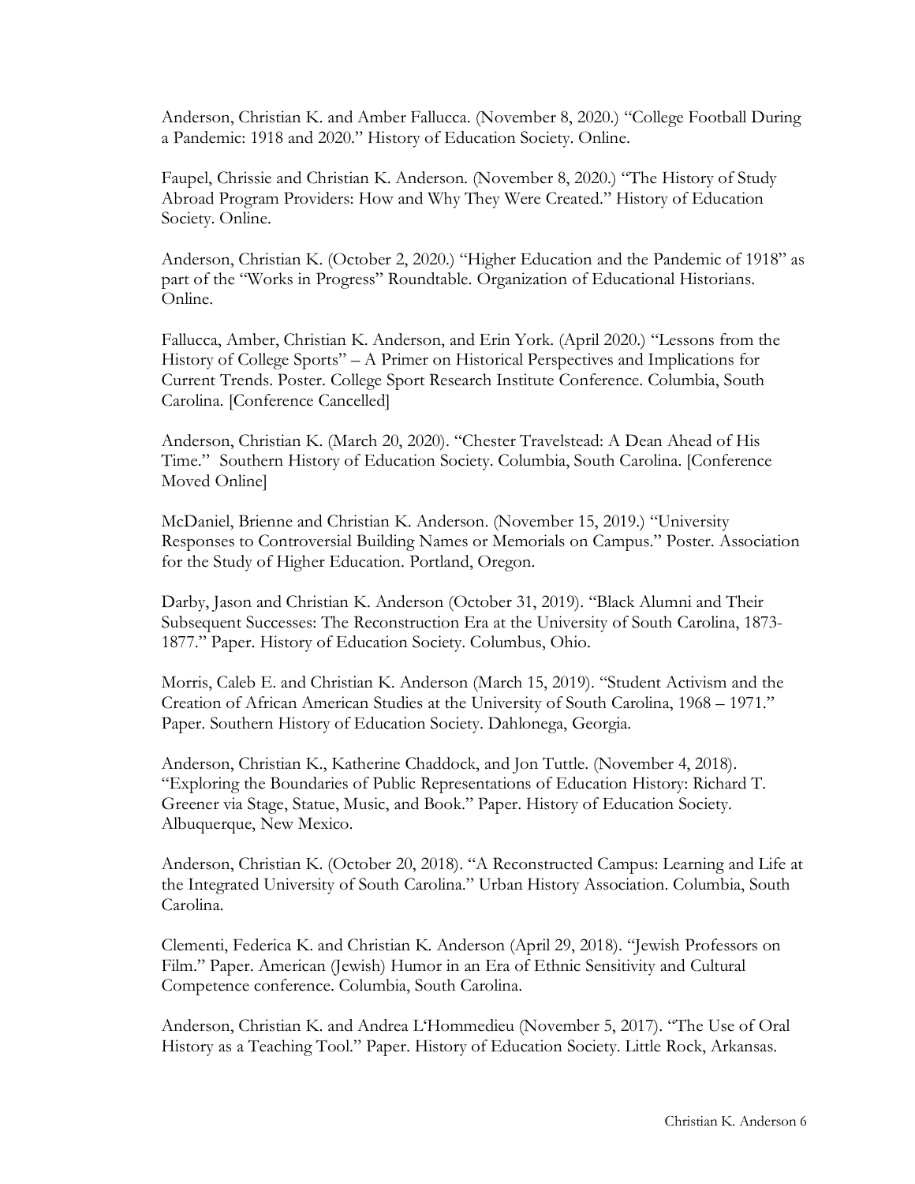Anderson, Christian K. and Amber Fallucca. (November 8, 2020.) "College Football During a Pandemic: 1918 and 2020." History of Education Society. Online.

Faupel, Chrissie and Christian K. Anderson. (November 8, 2020.) "The History of Study Abroad Program Providers: How and Why They Were Created." History of Education Society. Online.

Anderson, Christian K. (October 2, 2020.) "Higher Education and the Pandemic of 1918" as part of the "Works in Progress" Roundtable. Organization of Educational Historians. Online.

Fallucca, Amber, Christian K. Anderson, and Erin York. (April 2020.) "Lessons from the History of College Sports" – A Primer on Historical Perspectives and Implications for Current Trends. Poster. College Sport Research Institute Conference. Columbia, South Carolina. [Conference Cancelled]

Anderson, Christian K. (March 20, 2020). "Chester Travelstead: A Dean Ahead of His Time." Southern History of Education Society. Columbia, South Carolina. [Conference Moved Online]

McDaniel, Brienne and Christian K. Anderson. (November 15, 2019.) "University Responses to Controversial Building Names or Memorials on Campus." Poster. Association for the Study of Higher Education. Portland, Oregon.

Darby, Jason and Christian K. Anderson (October 31, 2019). "Black Alumni and Their Subsequent Successes: The Reconstruction Era at the University of South Carolina, 1873-1877." Paper. History of Education Society. Columbus, Ohio.

Morris, Caleb E. and Christian K. Anderson (March 15, 2019). "Student Activism and the Creation of African American Studies at the University of South Carolina, 1968 – 1971." Paper. Southern History of Education Society. Dahlonega, Georgia.

Anderson, Christian K., Katherine Chaddock, and Jon Tuttle. (November 4, 2018). "Exploring the Boundaries of Public Representations of Education History: Richard T. Greener via Stage, Statue, Music, and Book." Paper. History of Education Society. Albuquerque, New Mexico.

Anderson, Christian K. (October 20, 2018). "A Reconstructed Campus: Learning and Life at the Integrated University of South Carolina." Urban History Association. Columbia, South Carolina.

Clementi, Federica K. and Christian K. Anderson (April 29, 2018). "Jewish Professors on Film." Paper. American (Jewish) Humor in an Era of Ethnic Sensitivity and Cultural Competence conference. Columbia, South Carolina.

Anderson, Christian K. and Andrea L'Hommedieu (November 5, 2017). "The Use of Oral History as a Teaching Tool." Paper. History of Education Society. Little Rock, Arkansas.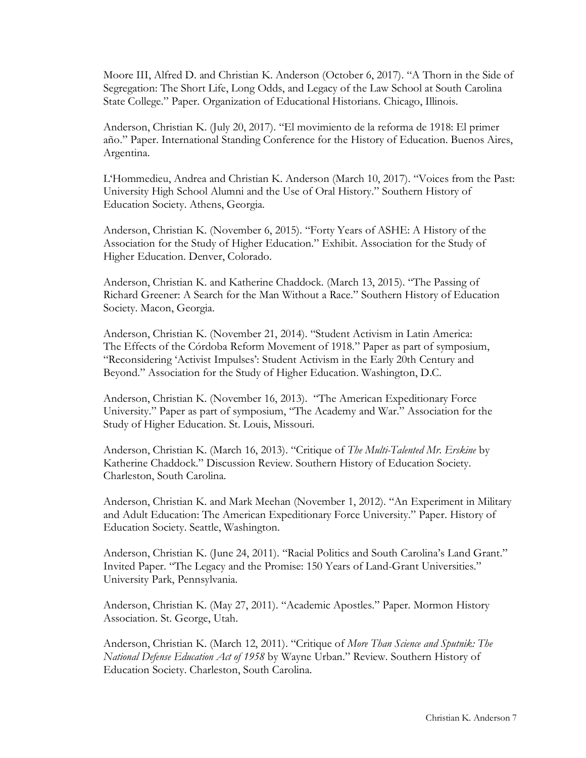Moore III, Alfred D. and Christian K. Anderson (October 6, 2017). "A Thorn in the Side of Segregation: The Short Life, Long Odds, and Legacy of the Law School at South Carolina State College." Paper. Organization of Educational Historians. Chicago, Illinois.

Anderson, Christian K. (July 20, 2017). "El movimiento de la reforma de 1918: El primer año." Paper. International Standing Conference for the History of Education. Buenos Aires, Argentina.

L'Hommedieu, Andrea and Christian K. Anderson (March 10, 2017). "Voices from the Past: University High School Alumni and the Use of Oral History." Southern History of Education Society. Athens, Georgia.

Anderson, Christian K. (November 6, 2015). "Forty Years of ASHE: A History of the Association for the Study of Higher Education." Exhibit. Association for the Study of Higher Education. Denver, Colorado.

Anderson, Christian K. and Katherine Chaddock. (March 13, 2015). "The Passing of Richard Greener: A Search for the Man Without a Race." Southern History of Education Society. Macon, Georgia.

Anderson, Christian K. (November 21, 2014). "Student Activism in Latin America: The Effects of the Córdoba Reform Movement of 1918." Paper as part of symposium, "Reconsidering 'Activist Impulses': Student Activism in the Early 20th Century and Beyond." Association for the Study of Higher Education. Washington, D.C.

Anderson, Christian K. (November 16, 2013). "The American Expeditionary Force University." Paper as part of symposium, "The Academy and War." Association for the Study of Higher Education. St. Louis, Missouri.

Anderson, Christian K. (March 16, 2013). "Critique of *The Multi-Talented Mr. Erskine* by Katherine Chaddock." Discussion Review. Southern History of Education Society. Charleston, South Carolina.

Anderson, Christian K. and Mark Meehan (November 1, 2012). "An Experiment in Military and Adult Education: The American Expeditionary Force University." Paper. History of Education Society. Seattle, Washington.

Anderson, Christian K. (June 24, 2011). "Racial Politics and South Carolina's Land Grant." Invited Paper. "The Legacy and the Promise: 150 Years of Land-Grant Universities." University Park, Pennsylvania.

Anderson, Christian K. (May 27, 2011). "Academic Apostles." Paper. Mormon History Association. St. George, Utah.

Anderson, Christian K. (March 12, 2011). "Critique of *More Than Science and Sputnik: The National Defense Education Act of 1958* by Wayne Urban." Review. Southern History of Education Society. Charleston, South Carolina.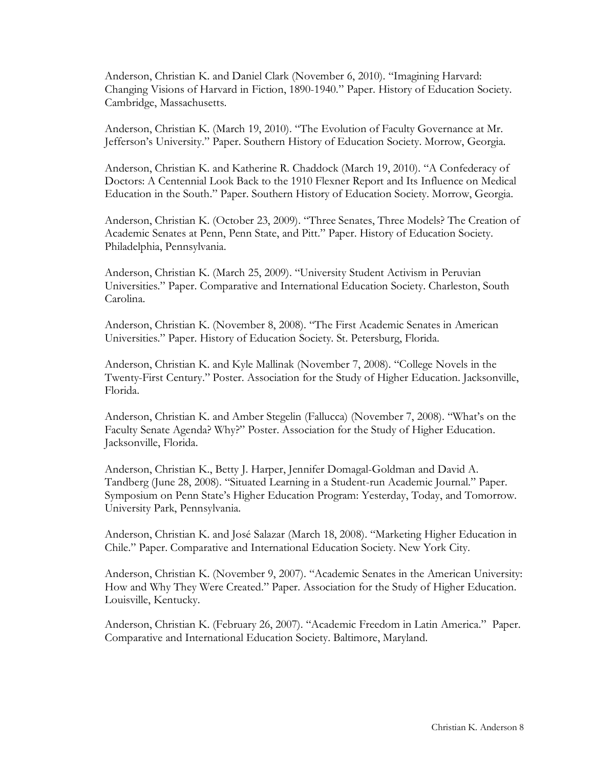Anderson, Christian K. and Daniel Clark (November 6, 2010). "Imagining Harvard: Changing Visions of Harvard in Fiction, 1890-1940." Paper. History of Education Society. Cambridge, Massachusetts.

Anderson, Christian K. (March 19, 2010). "The Evolution of Faculty Governance at Mr. Jefferson's University." Paper. Southern History of Education Society. Morrow, Georgia.

Anderson, Christian K. and Katherine R. Chaddock (March 19, 2010). "A Confederacy of Doctors: A Centennial Look Back to the 1910 Flexner Report and Its Influence on Medical Education in the South." Paper. Southern History of Education Society. Morrow, Georgia.

Anderson, Christian K. (October 23, 2009). "Three Senates, Three Models? The Creation of Academic Senates at Penn, Penn State, and Pitt." Paper. History of Education Society. Philadelphia, Pennsylvania.

Anderson, Christian K. (March 25, 2009). "University Student Activism in Peruvian Universities." Paper. Comparative and International Education Society. Charleston, South Carolina.

Anderson, Christian K. (November 8, 2008). "The First Academic Senates in American Universities." Paper. History of Education Society. St. Petersburg, Florida.

Anderson, Christian K. and Kyle Mallinak (November 7, 2008). "College Novels in the Twenty-First Century." Poster. Association for the Study of Higher Education. Jacksonville, Florida.

Anderson, Christian K. and Amber Stegelin (Fallucca) (November 7, 2008). "What's on the Faculty Senate Agenda? Why?" Poster. Association for the Study of Higher Education. Jacksonville, Florida.

Anderson, Christian K., Betty J. Harper, Jennifer Domagal-Goldman and David A. Tandberg (June 28, 2008). "Situated Learning in a Student-run Academic Journal." Paper. Symposium on Penn State's Higher Education Program: Yesterday, Today, and Tomorrow. University Park, Pennsylvania.

Anderson, Christian K. and José Salazar (March 18, 2008). "Marketing Higher Education in Chile." Paper. Comparative and International Education Society. New York City.

Anderson, Christian K. (November 9, 2007). "Academic Senates in the American University: How and Why They Were Created." Paper. Association for the Study of Higher Education. Louisville, Kentucky.

Anderson, Christian K. (February 26, 2007). "Academic Freedom in Latin America." Paper. Comparative and International Education Society. Baltimore, Maryland.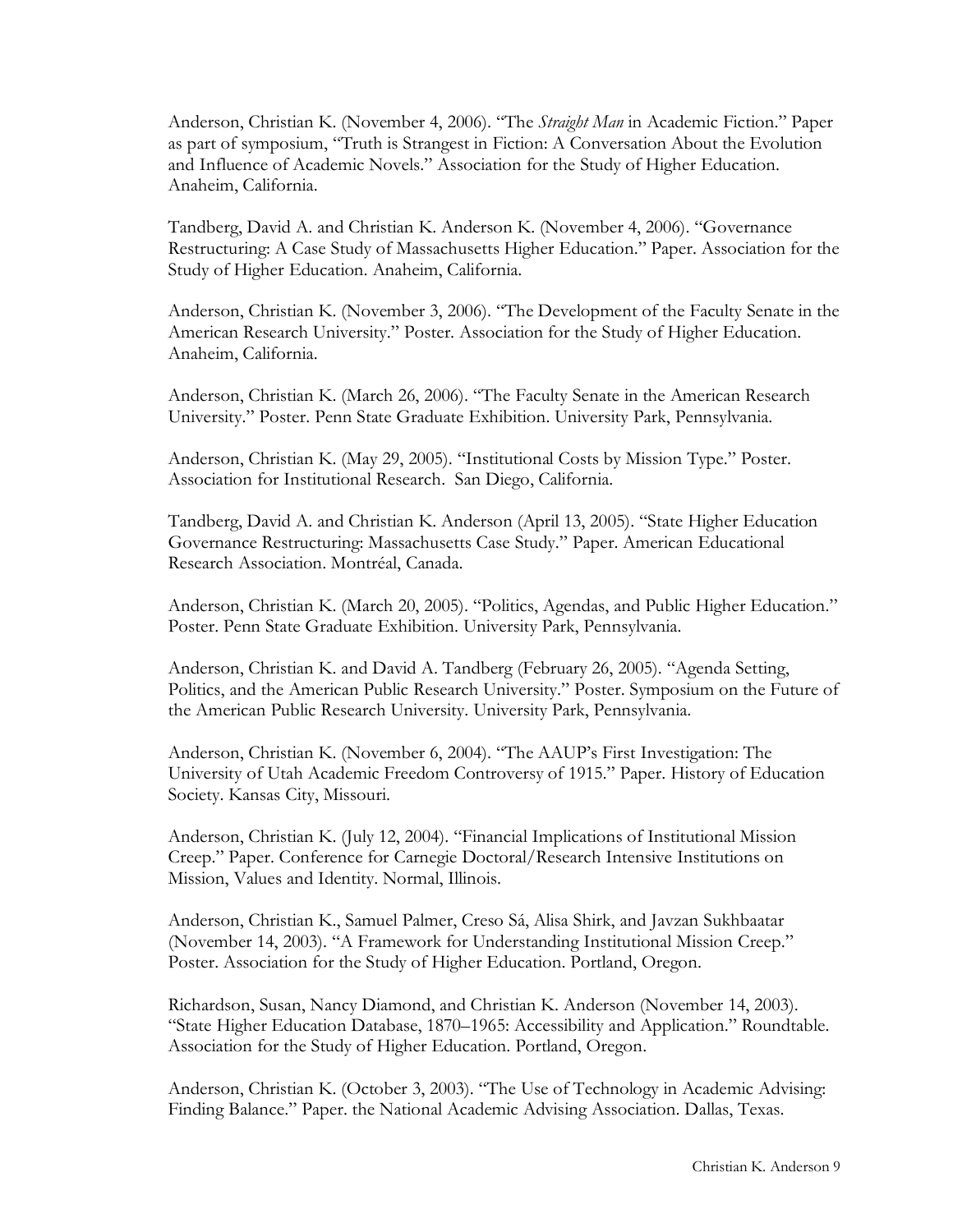Anderson, Christian K. (November 4, 2006). "The *Straight Man* in Academic Fiction." Paper as part of symposium, "Truth is Strangest in Fiction: A Conversation About the Evolution and Influence of Academic Novels." Association for the Study of Higher Education. Anaheim, California.

Tandberg, David A. and Christian K. Anderson K. (November 4, 2006). "Governance Restructuring: A Case Study of Massachusetts Higher Education." Paper. Association for the Study of Higher Education. Anaheim, California.

Anderson, Christian K. (November 3, 2006). "The Development of the Faculty Senate in the American Research University." Poster. Association for the Study of Higher Education. Anaheim, California.

Anderson, Christian K. (March 26, 2006). "The Faculty Senate in the American Research University." Poster. Penn State Graduate Exhibition. University Park, Pennsylvania.

Anderson, Christian K. (May 29, 2005). "Institutional Costs by Mission Type." Poster. Association for Institutional Research. San Diego, California.

Tandberg, David A. and Christian K. Anderson (April 13, 2005). "State Higher Education Governance Restructuring: Massachusetts Case Study." Paper. American Educational Research Association. Montréal, Canada.

Anderson, Christian K. (March 20, 2005). "Politics, Agendas, and Public Higher Education." Poster. Penn State Graduate Exhibition. University Park, Pennsylvania.

Anderson, Christian K. and David A. Tandberg (February 26, 2005). "Agenda Setting, Politics, and the American Public Research University." Poster. Symposium on the Future of the American Public Research University. University Park, Pennsylvania.

Anderson, Christian K. (November 6, 2004). "The AAUP's First Investigation: The University of Utah Academic Freedom Controversy of 1915." Paper. History of Education Society. Kansas City, Missouri.

Anderson, Christian K. (July 12, 2004). "Financial Implications of Institutional Mission Creep." Paper. Conference for Carnegie Doctoral/Research Intensive Institutions on Mission, Values and Identity. Normal, Illinois.

Anderson, Christian K., Samuel Palmer, Creso Sá, Alisa Shirk, and Javzan Sukhbaatar (November 14, 2003). "A Framework for Understanding Institutional Mission Creep." Poster. Association for the Study of Higher Education. Portland, Oregon.

Richardson, Susan, Nancy Diamond, and Christian K. Anderson (November 14, 2003). "State Higher Education Database, 1870–1965: Accessibility and Application." Roundtable. Association for the Study of Higher Education. Portland, Oregon.

Anderson, Christian K. (October 3, 2003). "The Use of Technology in Academic Advising: Finding Balance." Paper. the National Academic Advising Association. Dallas, Texas.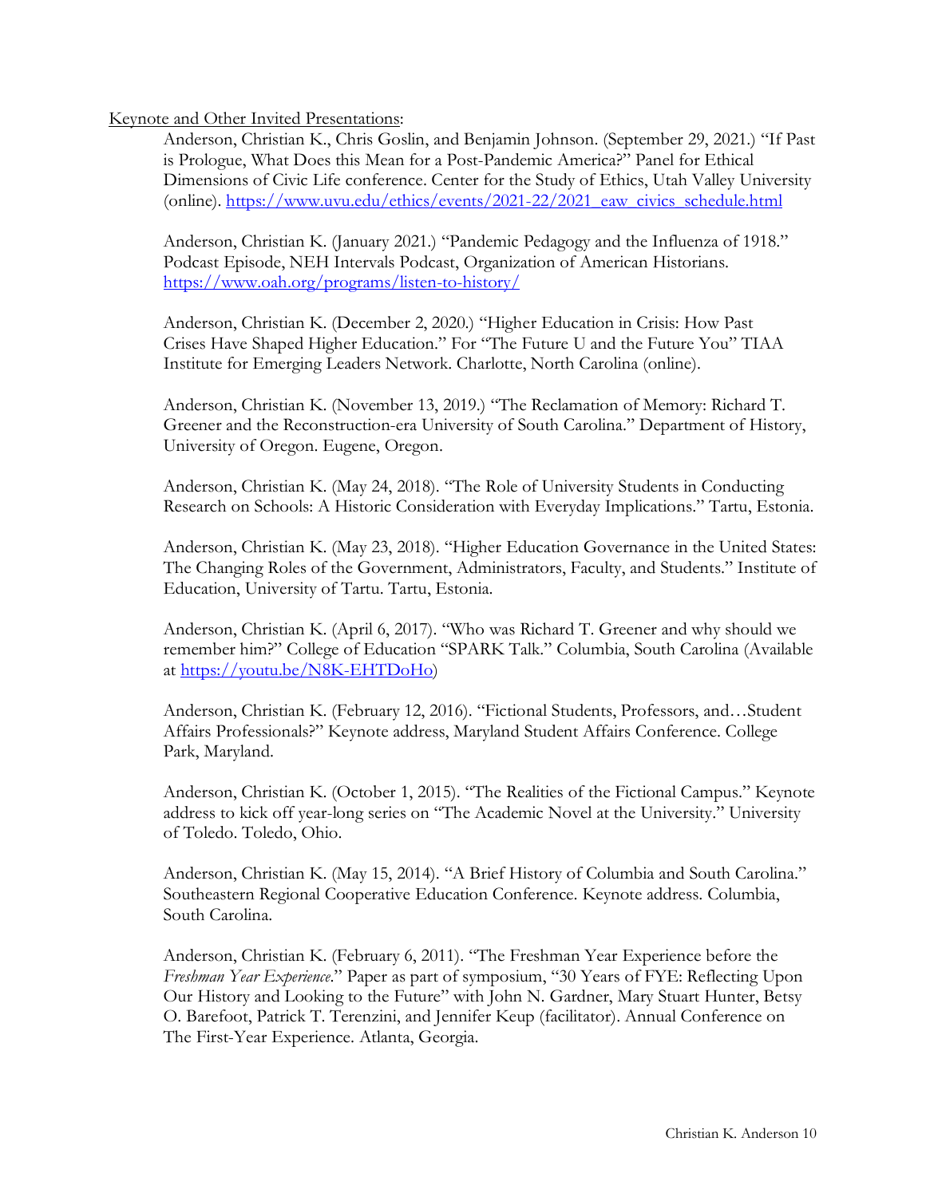Keynote and Other Invited Presentations:

Anderson, Christian K., Chris Goslin, and Benjamin Johnson. (September 29, 2021.) "If Past is Prologue, What Does this Mean for a Post-Pandemic America?" Panel for Ethical Dimensions of Civic Life conference. Center for the Study of Ethics, Utah Valley University (online). https://www.uvu.edu/ethics/events/2021-22/2021_eaw_civics_schedule.html

Anderson, Christian K. (January 2021.) "Pandemic Pedagogy and the Influenza of 1918." Podcast Episode, NEH Intervals Podcast, Organization of American Historians. https://www.oah.org/programs/listen-to-history/

Anderson, Christian K. (December 2, 2020.) "Higher Education in Crisis: How Past Crises Have Shaped Higher Education." For "The Future U and the Future You" TIAA Institute for Emerging Leaders Network. Charlotte, North Carolina (online).

Anderson, Christian K. (November 13, 2019.) "The Reclamation of Memory: Richard T. Greener and the Reconstruction-era University of South Carolina." Department of History, University of Oregon. Eugene, Oregon.

Anderson, Christian K. (May 24, 2018). "The Role of University Students in Conducting Research on Schools: A Historic Consideration with Everyday Implications." Tartu, Estonia.

Anderson, Christian K. (May 23, 2018). "Higher Education Governance in the United States: The Changing Roles of the Government, Administrators, Faculty, and Students." Institute of Education, University of Tartu. Tartu, Estonia.

Anderson, Christian K. (April 6, 2017). "Who was Richard T. Greener and why should we remember him?" College of Education "SPARK Talk." Columbia, South Carolina (Available at https://youtu.be/N8K-EHTDoHo)

Anderson, Christian K. (February 12, 2016). "Fictional Students, Professors, and…Student Affairs Professionals?" Keynote address, Maryland Student Affairs Conference. College Park, Maryland.

Anderson, Christian K. (October 1, 2015). "The Realities of the Fictional Campus." Keynote address to kick off year-long series on "The Academic Novel at the University." University of Toledo. Toledo, Ohio.

Anderson, Christian K. (May 15, 2014). "A Brief History of Columbia and South Carolina." Southeastern Regional Cooperative Education Conference. Keynote address. Columbia, South Carolina.

Anderson, Christian K. (February 6, 2011). "The Freshman Year Experience before the *Freshman Year Experience*." Paper as part of symposium, "30 Years of FYE: Reflecting Upon Our History and Looking to the Future" with John N. Gardner, Mary Stuart Hunter, Betsy O. Barefoot, Patrick T. Terenzini, and Jennifer Keup (facilitator). Annual Conference on The First-Year Experience. Atlanta, Georgia.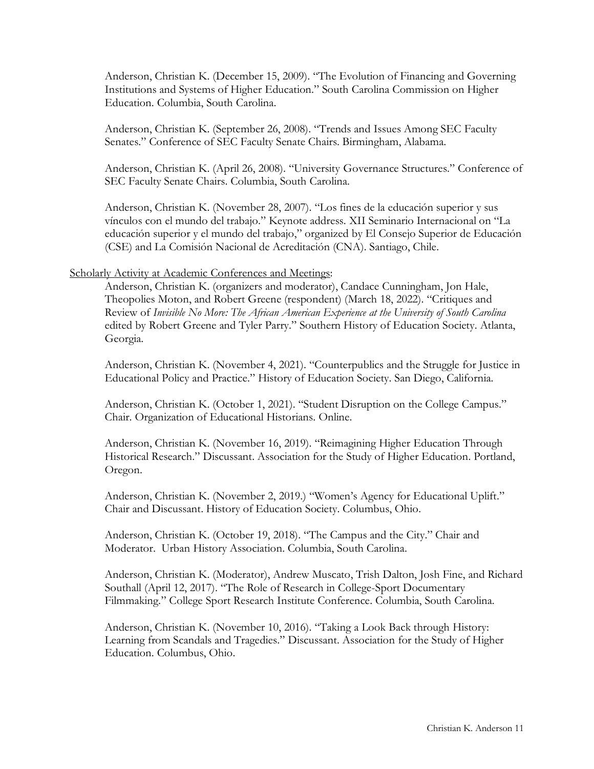Anderson, Christian K. (December 15, 2009). "The Evolution of Financing and Governing Institutions and Systems of Higher Education." South Carolina Commission on Higher Education. Columbia, South Carolina.

Anderson, Christian K. (September 26, 2008). "Trends and Issues Among SEC Faculty Senates." Conference of SEC Faculty Senate Chairs. Birmingham, Alabama.

Anderson, Christian K. (April 26, 2008). "University Governance Structures." Conference of SEC Faculty Senate Chairs. Columbia, South Carolina.

Anderson, Christian K. (November 28, 2007). "Los fines de la educación superior y sus vínculos con el mundo del trabajo." Keynote address. XII Seminario Internacional on "La educación superior y el mundo del trabajo," organized by El Consejo Superior de Educación (CSE) and La Comisión Nacional de Acreditación (CNA). Santiago, Chile.

<u>Scholarly Activity at Academic Conferences and Meetings</u>:

Anderson, Christian K. (organizers and moderator), Candace Cunningham, Jon Hale, Theopolies Moton, and Robert Greene (respondent) (March 18, 2022). "Critiques and Review of *Invisible No More: The African American Experience at the University of South Carolina* edited by Robert Greene and Tyler Parry." Southern History of Education Society. Atlanta, Georgia.

Anderson, Christian K. (November 4, 2021). "Counterpublics and the Struggle for Justice in Educational Policy and Practice." History of Education Society. San Diego, California.

Anderson, Christian K. (October 1, 2021). "Student Disruption on the College Campus." Chair. Organization of Educational Historians. Online.

Anderson, Christian K. (November 16, 2019). "Reimagining Higher Education Through Historical Research." Discussant. Association for the Study of Higher Education. Portland, Oregon.

Anderson, Christian K. (November 2, 2019.) "Women's Agency for Educational Uplift." Chair and Discussant. History of Education Society. Columbus, Ohio.

Anderson, Christian K. (October 19, 2018). "The Campus and the City." Chair and Moderator. Urban History Association. Columbia, South Carolina.

Anderson, Christian K. (Moderator), Andrew Muscato, Trish Dalton, Josh Fine, and Richard Southall (April 12, 2017). "The Role of Research in College-Sport Documentary Filmmaking." College Sport Research Institute Conference. Columbia, South Carolina.

Anderson, Christian K. (November 10, 2016). "Taking a Look Back through History: Learning from Scandals and Tragedies." Discussant. Association for the Study of Higher Education. Columbus, Ohio.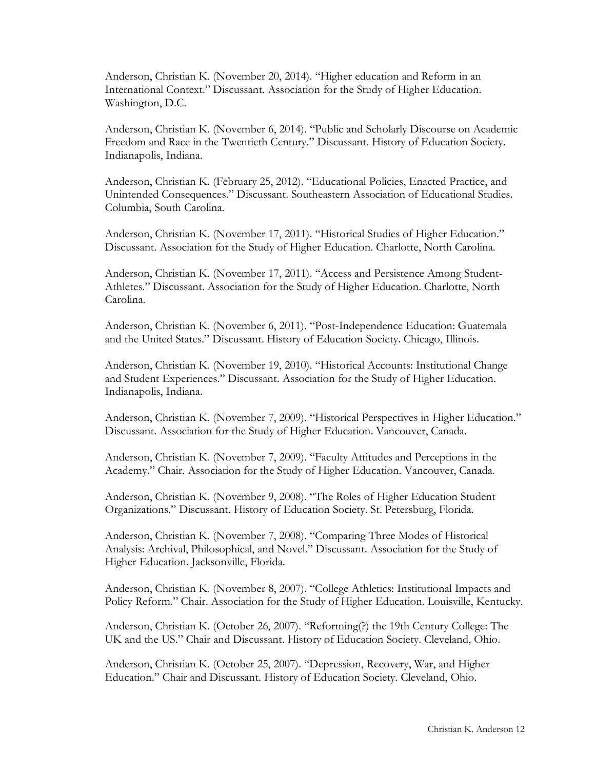Anderson, Christian K. (November 20, 2014). "Higher education and Reform in an International Context." Discussant. Association for the Study of Higher Education. Washington, D.C.

Anderson, Christian K. (November 6, 2014). "Public and Scholarly Discourse on Academic Freedom and Race in the Twentieth Century." Discussant. History of Education Society. Indianapolis, Indiana.

Anderson, Christian K. (February 25, 2012). "Educational Policies, Enacted Practice, and Unintended Consequences." Discussant. Southeastern Association of Educational Studies. Columbia, South Carolina.

Anderson, Christian K. (November 17, 2011). "Historical Studies of Higher Education." Discussant. Association for the Study of Higher Education. Charlotte, North Carolina.

Anderson, Christian K. (November 17, 2011). "Access and Persistence Among Student-Athletes." Discussant. Association for the Study of Higher Education. Charlotte, North Carolina.

Anderson, Christian K. (November 6, 2011). "Post-Independence Education: Guatemala and the United States." Discussant. History of Education Society. Chicago, Illinois.

Anderson, Christian K. (November 19, 2010). "Historical Accounts: Institutional Change and Student Experiences." Discussant. Association for the Study of Higher Education. Indianapolis, Indiana.

Anderson, Christian K. (November 7, 2009). "Historical Perspectives in Higher Education." Discussant. Association for the Study of Higher Education. Vancouver, Canada.

Anderson, Christian K. (November 7, 2009). "Faculty Attitudes and Perceptions in the Academy." Chair. Association for the Study of Higher Education. Vancouver, Canada.

Anderson, Christian K. (November 9, 2008). "The Roles of Higher Education Student Organizations." Discussant. History of Education Society. St. Petersburg, Florida.

Anderson, Christian K. (November 7, 2008). "Comparing Three Modes of Historical Analysis: Archival, Philosophical, and Novel." Discussant. Association for the Study of Higher Education. Jacksonville, Florida.

Anderson, Christian K. (November 8, 2007). "College Athletics: Institutional Impacts and Policy Reform." Chair. Association for the Study of Higher Education. Louisville, Kentucky.

Anderson, Christian K. (October 26, 2007). "Reforming(?) the 19th Century College: The UK and the US." Chair and Discussant. History of Education Society. Cleveland, Ohio.

Anderson, Christian K. (October 25, 2007). "Depression, Recovery, War, and Higher Education." Chair and Discussant. History of Education Society. Cleveland, Ohio.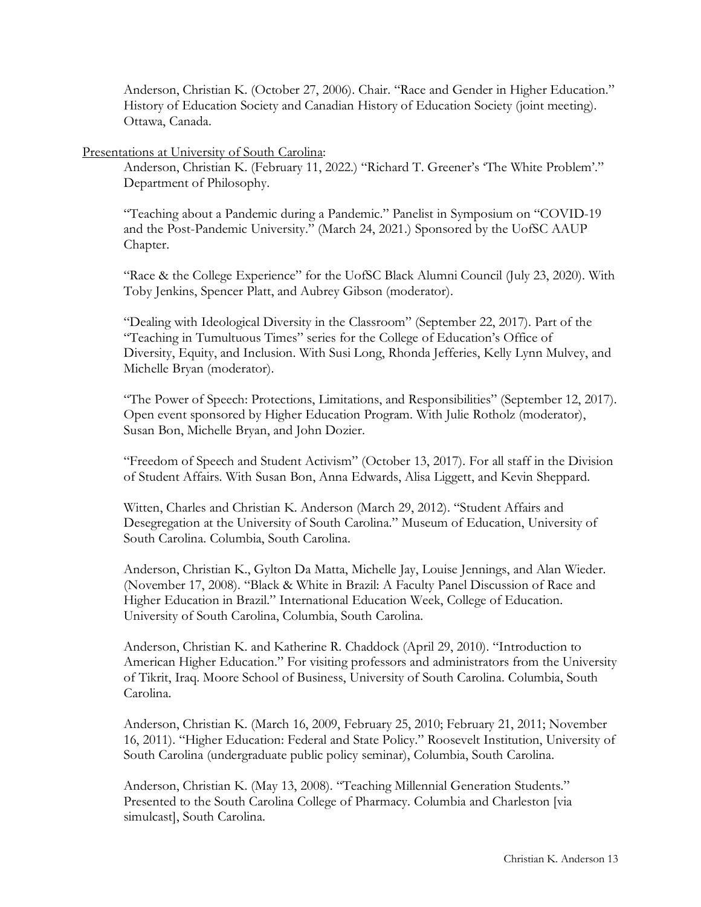Anderson, Christian K. (October 27, 2006). Chair. "Race and Gender in Higher Education." History of Education Society and Canadian History of Education Society (joint meeting). Ottawa, Canada.

<u>Presentations at University of South Carolina</u>:

Anderson, Christian K. (February 11, 2022.) "Richard T. Greener's 'The White Problem'." Department of Philosophy.

"Teaching about a Pandemic during a Pandemic." Panelist in Symposium on "COVID-19 and the Post-Pandemic University." (March 24, 2021.) Sponsored by the UofSC AAUP Chapter.

"Race & the College Experience" for the UofSC Black Alumni Council (July 23, 2020). With Toby Jenkins, Spencer Platt, and Aubrey Gibson (moderator).

"Dealing with Ideological Diversity in the Classroom" (September 22, 2017). Part of the "Teaching in Tumultuous Times" series for the College of Education's Office of Diversity, Equity, and Inclusion. With Susi Long, Rhonda Jefferies, Kelly Lynn Mulvey, and Michelle Bryan (moderator).

"The Power of Speech: Protections, Limitations, and Responsibilities" (September 12, 2017). Open event sponsored by Higher Education Program. With Julie Rotholz (moderator), Susan Bon, Michelle Bryan, and John Dozier.

"Freedom of Speech and Student Activism" (October 13, 2017). For all staff in the Division of Student Affairs. With Susan Bon, Anna Edwards, Alisa Liggett, and Kevin Sheppard.

Witten, Charles and Christian K. Anderson (March 29, 2012). "Student Affairs and Desegregation at the University of South Carolina." Museum of Education, University of South Carolina. Columbia, South Carolina.

Anderson, Christian K., Gylton Da Matta, Michelle Jay, Louise Jennings, and Alan Wieder. (November 17, 2008). "Black & White in Brazil: A Faculty Panel Discussion of Race and Higher Education in Brazil." International Education Week, College of Education. University of South Carolina, Columbia, South Carolina.

Anderson, Christian K. and Katherine R. Chaddock (April 29, 2010). "Introduction to American Higher Education." For visiting professors and administrators from the University of Tikrit, Iraq. Moore School of Business, University of South Carolina. Columbia, South Carolina.

Anderson, Christian K. (March 16, 2009, February 25, 2010; February 21, 2011; November 16, 2011). "Higher Education: Federal and State Policy." Roosevelt Institution, University of South Carolina (undergraduate public policy seminar), Columbia, South Carolina.

Anderson, Christian K. (May 13, 2008). "Teaching Millennial Generation Students." Presented to the South Carolina College of Pharmacy. Columbia and Charleston [via simulcast], South Carolina.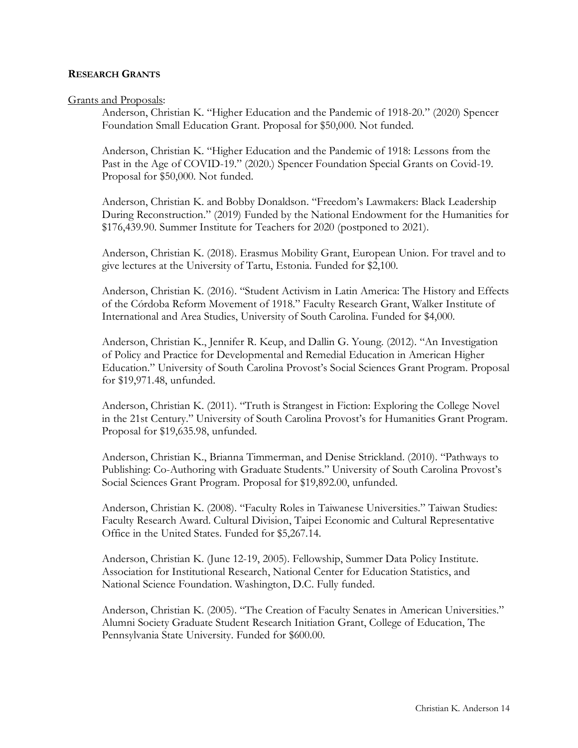**RESEARCH GRANTS**

Grants and Proposals:

Anderson, Christian K. "Higher Education and the Pandemic of 1918-20." (2020) Spencer Foundation Small Education Grant. Proposal for $50,000. Not funded.

Anderson, Christian K. "Higher Education and the Pandemic of 1918: Lessons from the Past in the Age of COVID-19." (2020.) Spencer Foundation Special Grants on Covid-19. Proposal for $50,000. Not funded.

Anderson, Christian K. and Bobby Donaldson. "Freedom's Lawmakers: Black Leadership During Reconstruction." (2019) Funded by the National Endowment for the Humanities for $176,439.90. Summer Institute for Teachers for 2020 (postponed to 2021).

Anderson, Christian K. (2018). Erasmus Mobility Grant, European Union. For travel and to give lectures at the University of Tartu, Estonia. Funded for $2,100.

Anderson, Christian K. (2016). "Student Activism in Latin America: The History and Effects of the Córdoba Reform Movement of 1918." Faculty Research Grant, Walker Institute of International and Area Studies, University of South Carolina. Funded for $4,000.

Anderson, Christian K., Jennifer R. Keup, and Dallin G. Young. (2012). "An Investigation of Policy and Practice for Developmental and Remedial Education in American Higher Education." University of South Carolina Provost's Social Sciences Grant Program. Proposal for $19,971.48, unfunded.

Anderson, Christian K. (2011). "Truth is Strangest in Fiction: Exploring the College Novel in the 21st Century." University of South Carolina Provost's for Humanities Grant Program. Proposal for $19,635.98, unfunded.

Anderson, Christian K., Brianna Timmerman, and Denise Strickland. (2010). "Pathways to Publishing: Co-Authoring with Graduate Students." University of South Carolina Provost's Social Sciences Grant Program. Proposal for $19,892.00, unfunded.

Anderson, Christian K. (2008). "Faculty Roles in Taiwanese Universities." Taiwan Studies: Faculty Research Award. Cultural Division, Taipei Economic and Cultural Representative Office in the United States. Funded for $5,267.14.

Anderson, Christian K. (June 12-19, 2005). Fellowship, Summer Data Policy Institute. Association for Institutional Research, National Center for Education Statistics, and National Science Foundation. Washington, D.C. Fully funded.

Anderson, Christian K. (2005). "The Creation of Faculty Senates in American Universities." Alumni Society Graduate Student Research Initiation Grant, College of Education, The Pennsylvania State University. Funded for $600.00.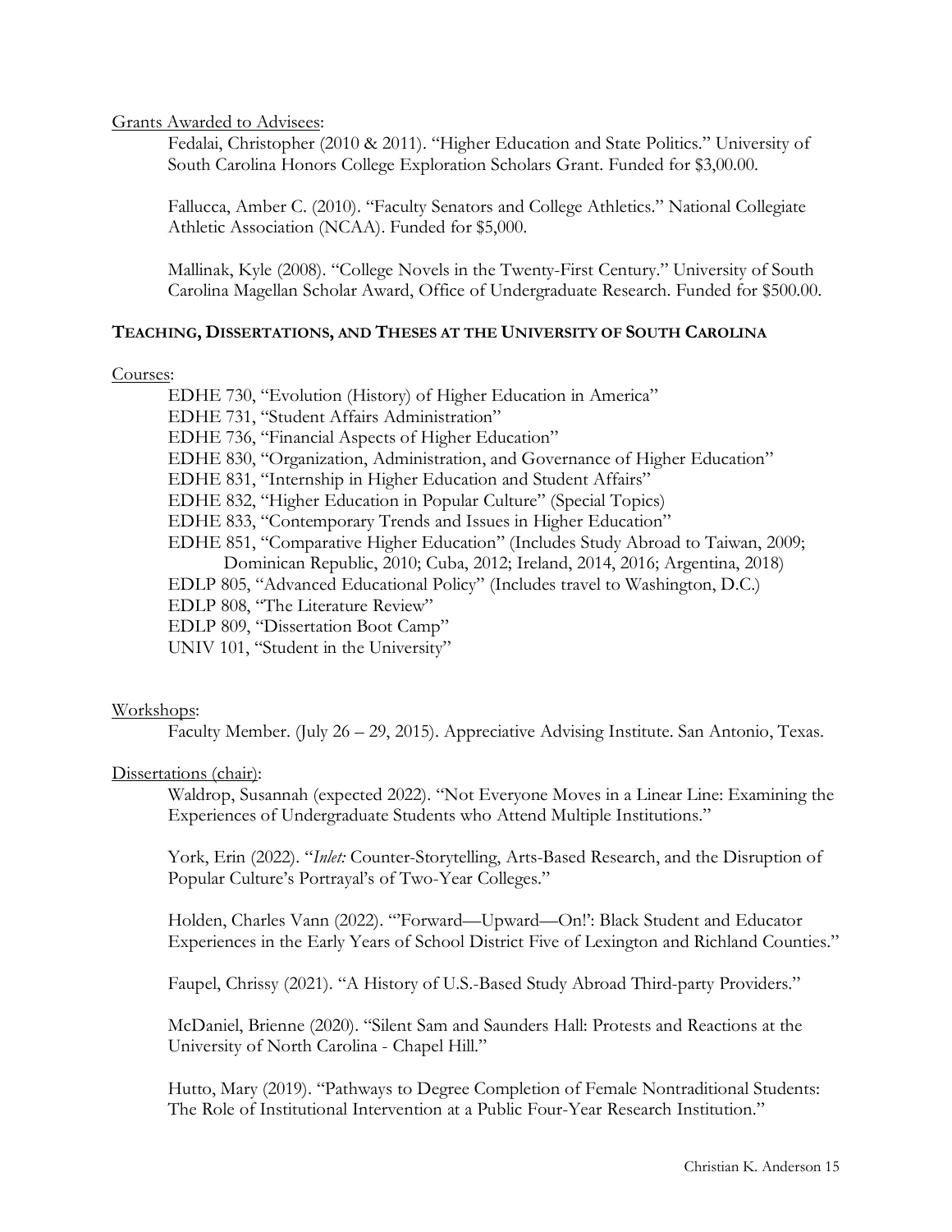Grants Awarded to Advisees:

Fedalai, Christopher (2010 & 2011). "Higher Education and State Politics." University of South Carolina Honors College Exploration Scholars Grant. Funded for $3,00.00.

Fallucca, Amber C. (2010). "Faculty Senators and College Athletics." National Collegiate Athletic Association (NCAA). Funded for $5,000.

Mallinak, Kyle (2008). "College Novels in the Twenty-First Century." University of South Carolina Magellan Scholar Award, Office of Undergraduate Research. Funded for $500.00.

## TEACHING, DISSERTATIONS, AND THESES AT THE UNIVERSITY OF SOUTH CAROLINA

Courses:

EDHE 730, "Evolution (History) of Higher Education in America"
EDHE 731, "Student Affairs Administration"
EDHE 736, "Financial Aspects of Higher Education"
EDHE 830, "Organization, Administration, and Governance of Higher Education"
EDHE 831, "Internship in Higher Education and Student Affairs"
EDHE 832, "Higher Education in Popular Culture" (Special Topics)
EDHE 833, "Contemporary Trends and Issues in Higher Education"
EDHE 851, "Comparative Higher Education" (Includes Study Abroad to Taiwan, 2009; Dominican Republic, 2010; Cuba, 2012; Ireland, 2014, 2016; Argentina, 2018)
EDLP 805, "Advanced Educational Policy" (Includes travel to Washington, D.C.)
EDLP 808, "The Literature Review"
EDLP 809, "Dissertation Boot Camp"
UNIV 101, "Student in the University"

Workshops:

Faculty Member. (July 26 – 29, 2015). Appreciative Advising Institute. San Antonio, Texas.

Dissertations (chair):

Waldrop, Susannah (expected 2022). "Not Everyone Moves in a Linear Line: Examining the Experiences of Undergraduate Students who Attend Multiple Institutions."

York, Erin (2022). "*Inlet:* Counter-Storytelling, Arts-Based Research, and the Disruption of Popular Culture's Portrayal's of Two-Year Colleges."

Holden, Charles Vann (2022). "'Forward—Upward—On!': Black Student and Educator Experiences in the Early Years of School District Five of Lexington and Richland Counties."

Faupel, Chrissy (2021). "A History of U.S.-Based Study Abroad Third-party Providers."

McDaniel, Brienne (2020). "Silent Sam and Saunders Hall: Protests and Reactions at the University of North Carolina - Chapel Hill."

Hutto, Mary (2019). "Pathways to Degree Completion of Female Nontraditional Students: The Role of Institutional Intervention at a Public Four-Year Research Institution."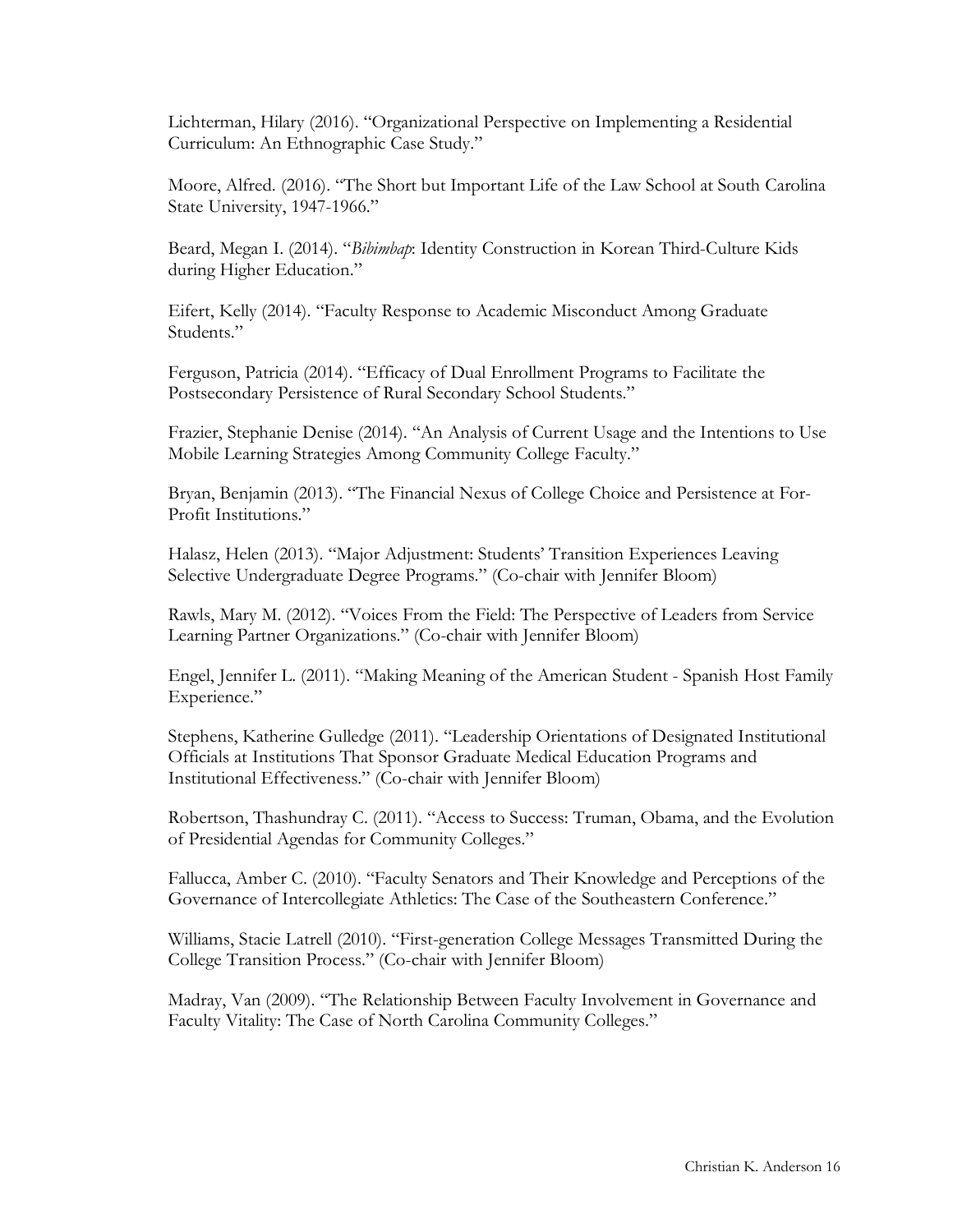Lichterman, Hilary (2016). "Organizational Perspective on Implementing a Residential Curriculum: An Ethnographic Case Study."

Moore, Alfred. (2016). "The Short but Important Life of the Law School at South Carolina State University, 1947-1966."

Beard, Megan I. (2014). "*Bibimbap*: Identity Construction in Korean Third-Culture Kids during Higher Education."

Eifert, Kelly (2014). "Faculty Response to Academic Misconduct Among Graduate Students."

Ferguson, Patricia (2014). "Efficacy of Dual Enrollment Programs to Facilitate the Postsecondary Persistence of Rural Secondary School Students."

Frazier, Stephanie Denise (2014). "An Analysis of Current Usage and the Intentions to Use Mobile Learning Strategies Among Community College Faculty."

Bryan, Benjamin (2013). "The Financial Nexus of College Choice and Persistence at For-Profit Institutions."

Halasz, Helen (2013). "Major Adjustment: Students' Transition Experiences Leaving Selective Undergraduate Degree Programs." (Co-chair with Jennifer Bloom)

Rawls, Mary M. (2012). "Voices From the Field: The Perspective of Leaders from Service Learning Partner Organizations." (Co-chair with Jennifer Bloom)

Engel, Jennifer L. (2011). "Making Meaning of the American Student - Spanish Host Family Experience."

Stephens, Katherine Gulledge (2011). "Leadership Orientations of Designated Institutional Officials at Institutions That Sponsor Graduate Medical Education Programs and Institutional Effectiveness." (Co-chair with Jennifer Bloom)

Robertson, Thashundray C. (2011). "Access to Success: Truman, Obama, and the Evolution of Presidential Agendas for Community Colleges."

Fallucca, Amber C. (2010). "Faculty Senators and Their Knowledge and Perceptions of the Governance of Intercollegiate Athletics: The Case of the Southeastern Conference."

Williams, Stacie Latrell (2010). "First-generation College Messages Transmitted During the College Transition Process." (Co-chair with Jennifer Bloom)

Madray, Van (2009). "The Relationship Between Faculty Involvement in Governance and Faculty Vitality: The Case of North Carolina Community Colleges."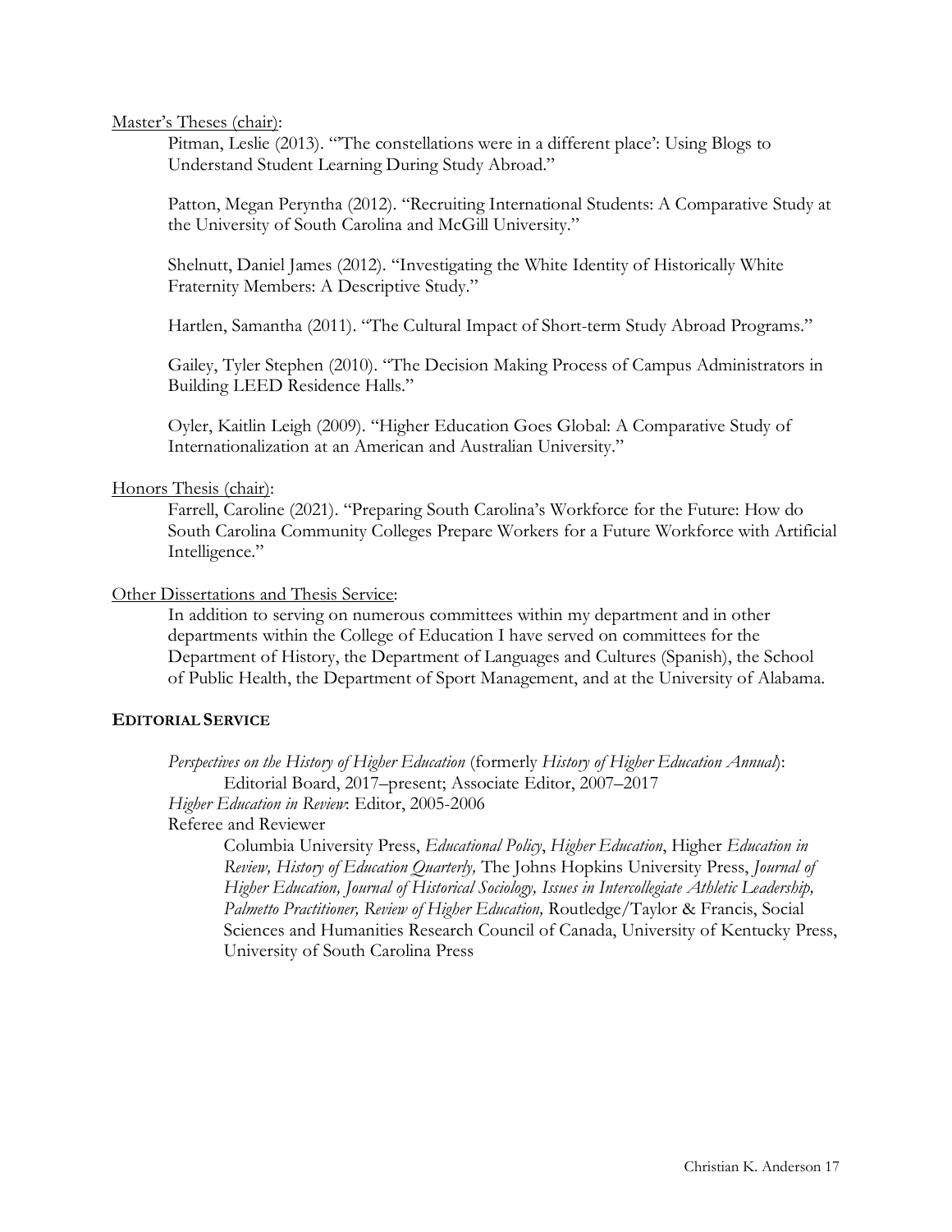Master's Theses (chair):

Pitman, Leslie (2013). "'The constellations were in a different place': Using Blogs to Understand Student Learning During Study Abroad."

Patton, Megan Peryntha (2012). "Recruiting International Students: A Comparative Study at the University of South Carolina and McGill University."

Shelnutt, Daniel James (2012). "Investigating the White Identity of Historically White Fraternity Members: A Descriptive Study."

Hartlen, Samantha (2011). "The Cultural Impact of Short-term Study Abroad Programs."

Gailey, Tyler Stephen (2010). "The Decision Making Process of Campus Administrators in Building LEED Residence Halls."

Oyler, Kaitlin Leigh (2009). "Higher Education Goes Global: A Comparative Study of Internationalization at an American and Australian University."

Honors Thesis (chair):

Farrell, Caroline (2021). "Preparing South Carolina's Workforce for the Future: How do South Carolina Community Colleges Prepare Workers for a Future Workforce with Artificial Intelligence."

Other Dissertations and Thesis Service:

In addition to serving on numerous committees within my department and in other departments within the College of Education I have served on committees for the Department of History, the Department of Languages and Cultures (Spanish), the School of Public Health, the Department of Sport Management, and at the University of Alabama.

## EDITORIAL SERVICE

*Perspectives on the History of Higher Education* (formerly *History of Higher Education Annual*): Editorial Board, 2017–present; Associate Editor, 2007–2017

*Higher Education in Review*: Editor, 2005-2006

Referee and Reviewer

Columbia University Press, *Educational Policy*, *Higher Education*, Higher *Education in Review, History of Education Quarterly,* The Johns Hopkins University Press, *Journal of Higher Education, Journal of Historical Sociology, Issues in Intercollegiate Athletic Leadership, Palmetto Practitioner, Review of Higher Education,* Routledge/Taylor & Francis, Social Sciences and Humanities Research Council of Canada, University of Kentucky Press, University of South Carolina Press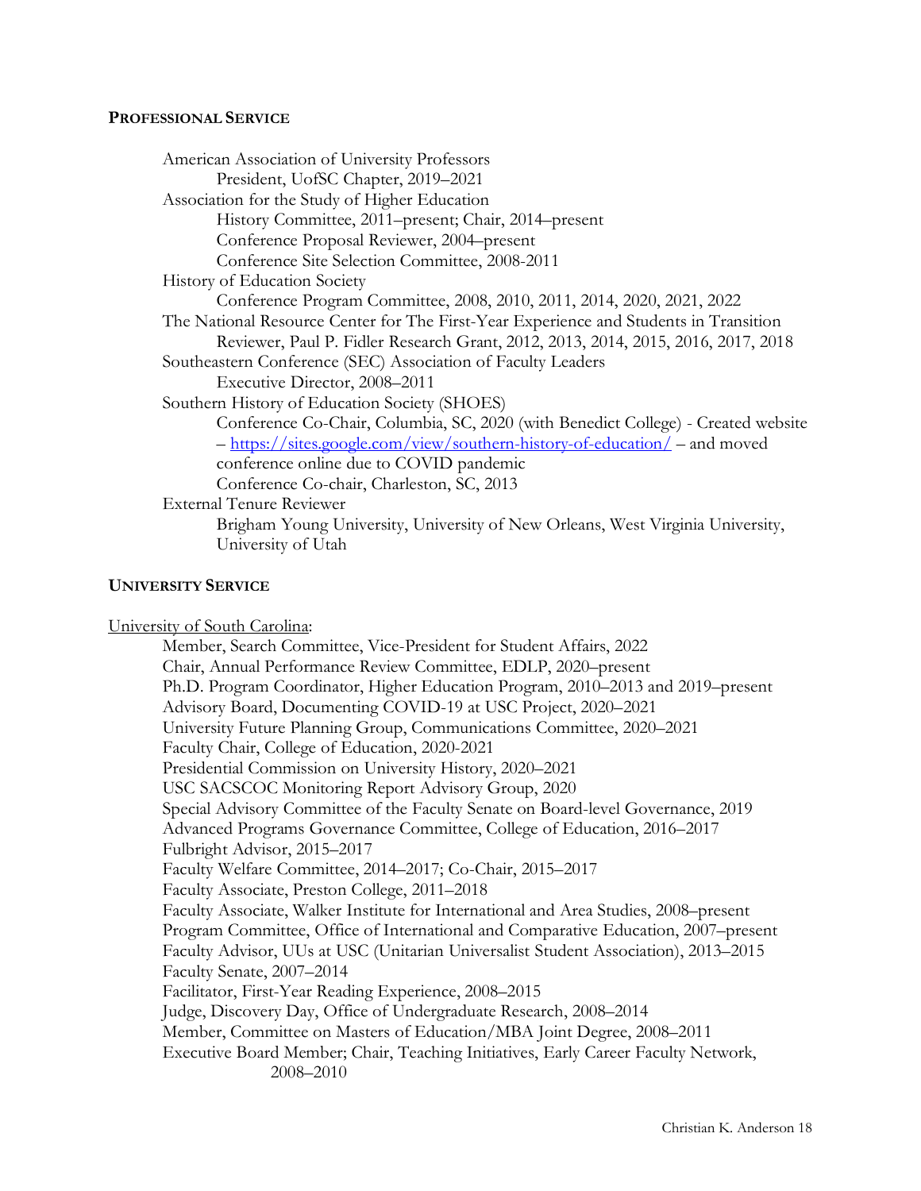## PROFESSIONAL SERVICE

American Association of University Professors
- President, UofSC Chapter, 2019–2021

Association for the Study of Higher Education
- History Committee, 2011–present; Chair, 2014–present
- Conference Proposal Reviewer, 2004–present
- Conference Site Selection Committee, 2008-2011

History of Education Society
- Conference Program Committee, 2008, 2010, 2011, 2014, 2020, 2021, 2022

The National Resource Center for The First-Year Experience and Students in Transition
- Reviewer, Paul P. Fidler Research Grant, 2012, 2013, 2014, 2015, 2016, 2017, 2018

Southeastern Conference (SEC) Association of Faculty Leaders
- Executive Director, 2008–2011

Southern History of Education Society (SHOES)
- Conference Co-Chair, Columbia, SC, 2020 (with Benedict College) - Created website – https://sites.google.com/view/southern-history-of-education/ – and moved conference online due to COVID pandemic
- Conference Co-chair, Charleston, SC, 2013

External Tenure Reviewer
- Brigham Young University, University of New Orleans, West Virginia University, University of Utah

## UNIVERSITY SERVICE

University of South Carolina:
- Member, Search Committee, Vice-President for Student Affairs, 2022
- Chair, Annual Performance Review Committee, EDLP, 2020–present
- Ph.D. Program Coordinator, Higher Education Program, 2010–2013 and 2019–present
- Advisory Board, Documenting COVID-19 at USC Project, 2020–2021
- University Future Planning Group, Communications Committee, 2020–2021
- Faculty Chair, College of Education, 2020-2021
- Presidential Commission on University History, 2020–2021
- USC SACSCOC Monitoring Report Advisory Group, 2020
- Special Advisory Committee of the Faculty Senate on Board-level Governance, 2019
- Advanced Programs Governance Committee, College of Education, 2016–2017
- Fulbright Advisor, 2015–2017
- Faculty Welfare Committee, 2014–2017; Co-Chair, 2015–2017
- Faculty Associate, Preston College, 2011–2018
- Faculty Associate, Walker Institute for International and Area Studies, 2008–present
- Program Committee, Office of International and Comparative Education, 2007–present
- Faculty Advisor, UUs at USC (Unitarian Universalist Student Association), 2013–2015
- Faculty Senate, 2007–2014
- Facilitator, First-Year Reading Experience, 2008–2015
- Judge, Discovery Day, Office of Undergraduate Research, 2008–2014
- Member, Committee on Masters of Education/MBA Joint Degree, 2008–2011
- Executive Board Member; Chair, Teaching Initiatives, Early Career Faculty Network, 2008–2010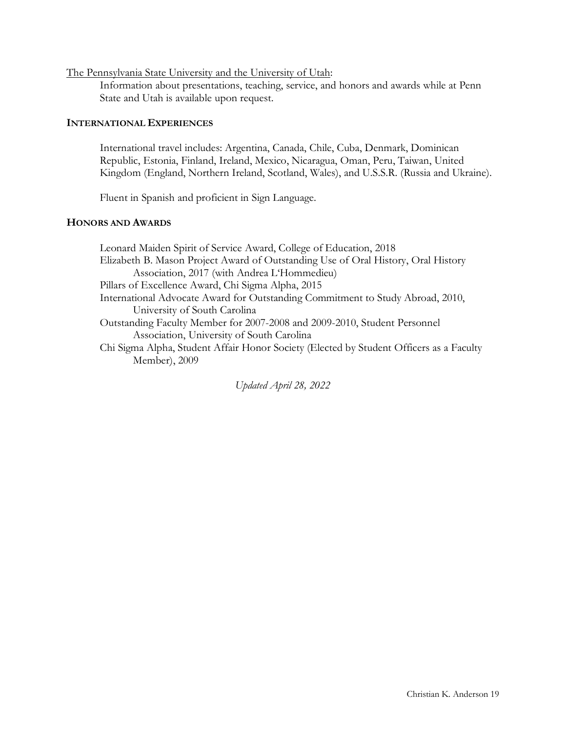The Pennsylvania State University and the University of Utah:

Information about presentations, teaching, service, and honors and awards while at Penn State and Utah is available upon request.

## INTERNATIONAL EXPERIENCES

International travel includes: Argentina, Canada, Chile, Cuba, Denmark, Dominican Republic, Estonia, Finland, Ireland, Mexico, Nicaragua, Oman, Peru, Taiwan, United Kingdom (England, Northern Ireland, Scotland, Wales), and U.S.S.R. (Russia and Ukraine).

Fluent in Spanish and proficient in Sign Language.

## HONORS AND AWARDS

Leonard Maiden Spirit of Service Award, College of Education, 2018
Elizabeth B. Mason Project Award of Outstanding Use of Oral History, Oral History Association, 2017 (with Andrea L'Hommedieu)
Pillars of Excellence Award, Chi Sigma Alpha, 2015
International Advocate Award for Outstanding Commitment to Study Abroad, 2010, University of South Carolina
Outstanding Faculty Member for 2007-2008 and 2009-2010, Student Personnel Association, University of South Carolina
Chi Sigma Alpha, Student Affair Honor Society (Elected by Student Officers as a Faculty Member), 2009

*Updated April 28, 2022*